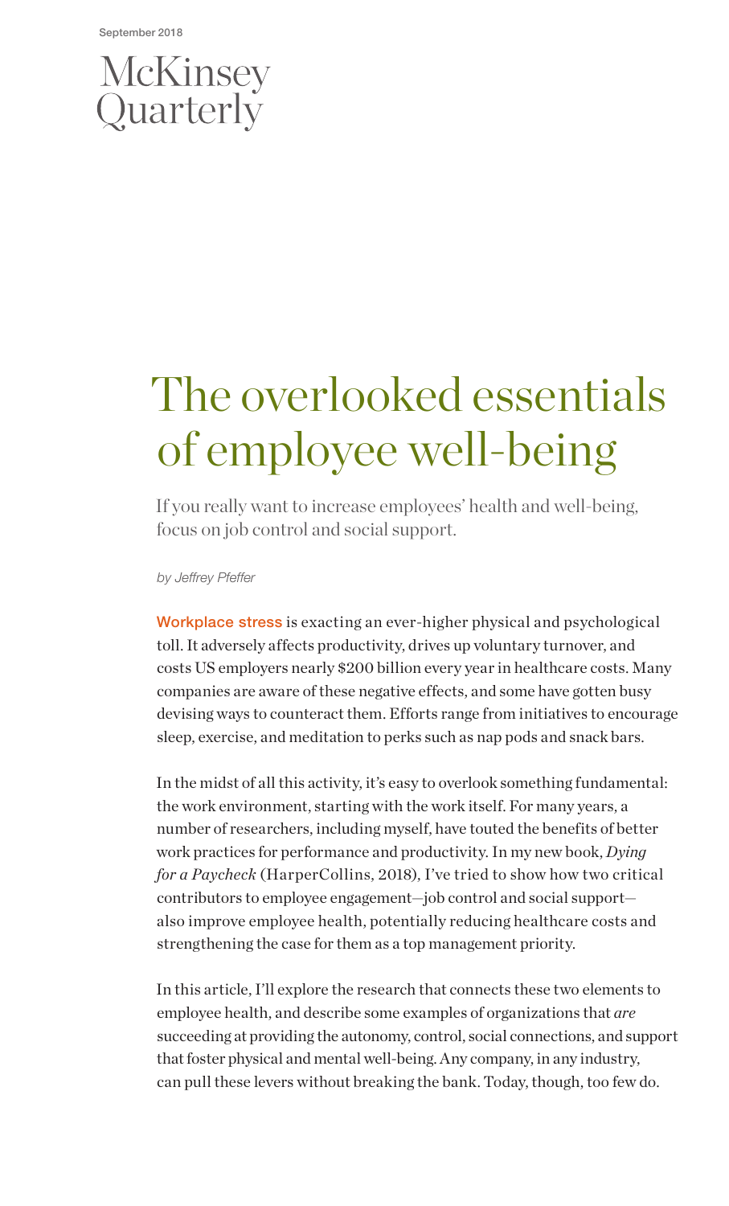September 2018

McKinsey Quarterly

# The overlooked essentials of employee well-being

If you really want to increase employees' health and well-being, focus on job control and social support.

*by Jeffrey Pfeffer*

Workplace stress is exacting an ever-higher physical and psychological toll. It adversely affects productivity, drives up voluntary turnover, and costs US employers nearly $200 billion every year in healthcare costs. Many companies are aware of these negative effects, and some have gotten busy devising ways to counteract them. Efforts range from initiatives to encourage sleep, exercise, and meditation to perks such as nap pods and snack bars.

In the midst of all this activity, it's easy to overlook something fundamental: the work environment, starting with the work itself. For many years, a number of researchers, including myself, have touted the benefits of better work practices for performance and productivity. In my new book, *Dying for a Paycheck* (HarperCollins, 2018), I've tried to show how two critical contributors to employee engagement—job control and social support—also improve employee health, potentially reducing healthcare costs and strengthening the case for them as a top management priority.

In this article, I'll explore the research that connects these two elements to employee health, and describe some examples of organizations that *are* succeeding at providing the autonomy, control, social connections, and support that foster physical and mental well-being. Any company, in any industry, can pull these levers without breaking the bank. Today, though, too few do.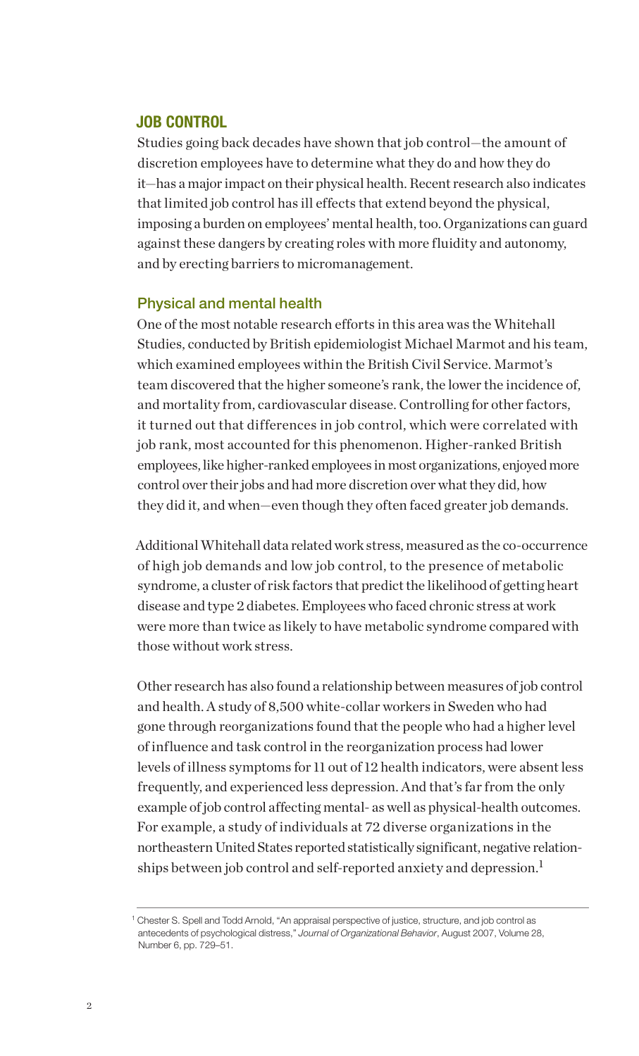## JOB CONTROL

Studies going back decades have shown that job control—the amount of discretion employees have to determine what they do and how they do it—has a major impact on their physical health. Recent research also indicates that limited job control has ill effects that extend beyond the physical, imposing a burden on employees' mental health, too. Organizations can guard against these dangers by creating roles with more fluidity and autonomy, and by erecting barriers to micromanagement.

### Physical and mental health

One of the most notable research efforts in this area was the Whitehall Studies, conducted by British epidemiologist Michael Marmot and his team, which examined employees within the British Civil Service. Marmot's team discovered that the higher someone's rank, the lower the incidence of, and mortality from, cardiovascular disease. Controlling for other factors, it turned out that differences in job control, which were correlated with job rank, most accounted for this phenomenon. Higher-ranked British employees, like higher-ranked employees in most organizations, enjoyed more control over their jobs and had more discretion over what they did, how they did it, and when—even though they often faced greater job demands.

Additional Whitehall data related work stress, measured as the co-occurrence of high job demands and low job control, to the presence of metabolic syndrome, a cluster of risk factors that predict the likelihood of getting heart disease and type 2 diabetes. Employees who faced chronic stress at work were more than twice as likely to have metabolic syndrome compared with those without work stress.

Other research has also found a relationship between measures of job control and health. A study of 8,500 white-collar workers in Sweden who had gone through reorganizations found that the people who had a higher level of influence and task control in the reorganization process had lower levels of illness symptoms for 11 out of 12 health indicators, were absent less frequently, and experienced less depression. And that's far from the only example of job control affecting mental- as well as physical-health outcomes. For example, a study of individuals at 72 diverse organizations in the northeastern United States reported statistically significant, negative relationships between job control and self-reported anxiety and depression.[1]

---

[1] Chester S. Spell and Todd Arnold, "An appraisal perspective of justice, structure, and job control as antecedents of psychological distress," *Journal of Organizational Behavior*, August 2007, Volume 28, Number 6, pp. 729–51.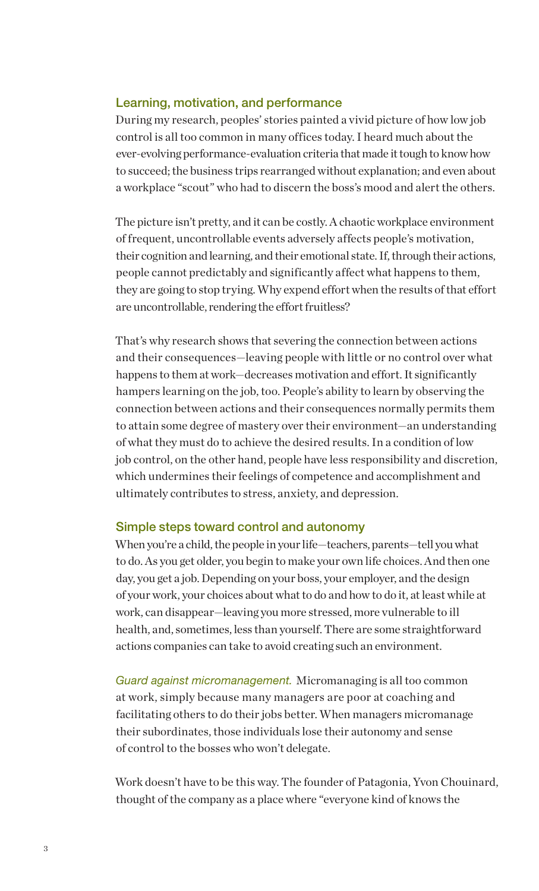## Learning, motivation, and performance

During my research, peoples' stories painted a vivid picture of how low job control is all too common in many offices today. I heard much about the ever-evolving performance-evaluation criteria that made it tough to know how to succeed; the business trips rearranged without explanation; and even about a workplace "scout" who had to discern the boss's mood and alert the others.

The picture isn't pretty, and it can be costly. A chaotic workplace environment of frequent, uncontrollable events adversely affects people's motivation, their cognition and learning, and their emotional state. If, through their actions, people cannot predictably and significantly affect what happens to them, they are going to stop trying. Why expend effort when the results of that effort are uncontrollable, rendering the effort fruitless?

That's why research shows that severing the connection between actions and their consequences—leaving people with little or no control over what happens to them at work—decreases motivation and effort. It significantly hampers learning on the job, too. People's ability to learn by observing the connection between actions and their consequences normally permits them to attain some degree of mastery over their environment—an understanding of what they must do to achieve the desired results. In a condition of low job control, on the other hand, people have less responsibility and discretion, which undermines their feelings of competence and accomplishment and ultimately contributes to stress, anxiety, and depression.

## Simple steps toward control and autonomy

When you're a child, the people in your life—teachers, parents—tell you what to do. As you get older, you begin to make your own life choices. And then one day, you get a job. Depending on your boss, your employer, and the design of your work, your choices about what to do and how to do it, at least while at work, can disappear—leaving you more stressed, more vulnerable to ill health, and, sometimes, less than yourself. There are some straightforward actions companies can take to avoid creating such an environment.

*Guard against micromanagement.* Micromanaging is all too common at work, simply because many managers are poor at coaching and facilitating others to do their jobs better. When managers micromanage their subordinates, those individuals lose their autonomy and sense of control to the bosses who won't delegate.

Work doesn't have to be this way. The founder of Patagonia, Yvon Chouinard, thought of the company as a place where "everyone kind of knows the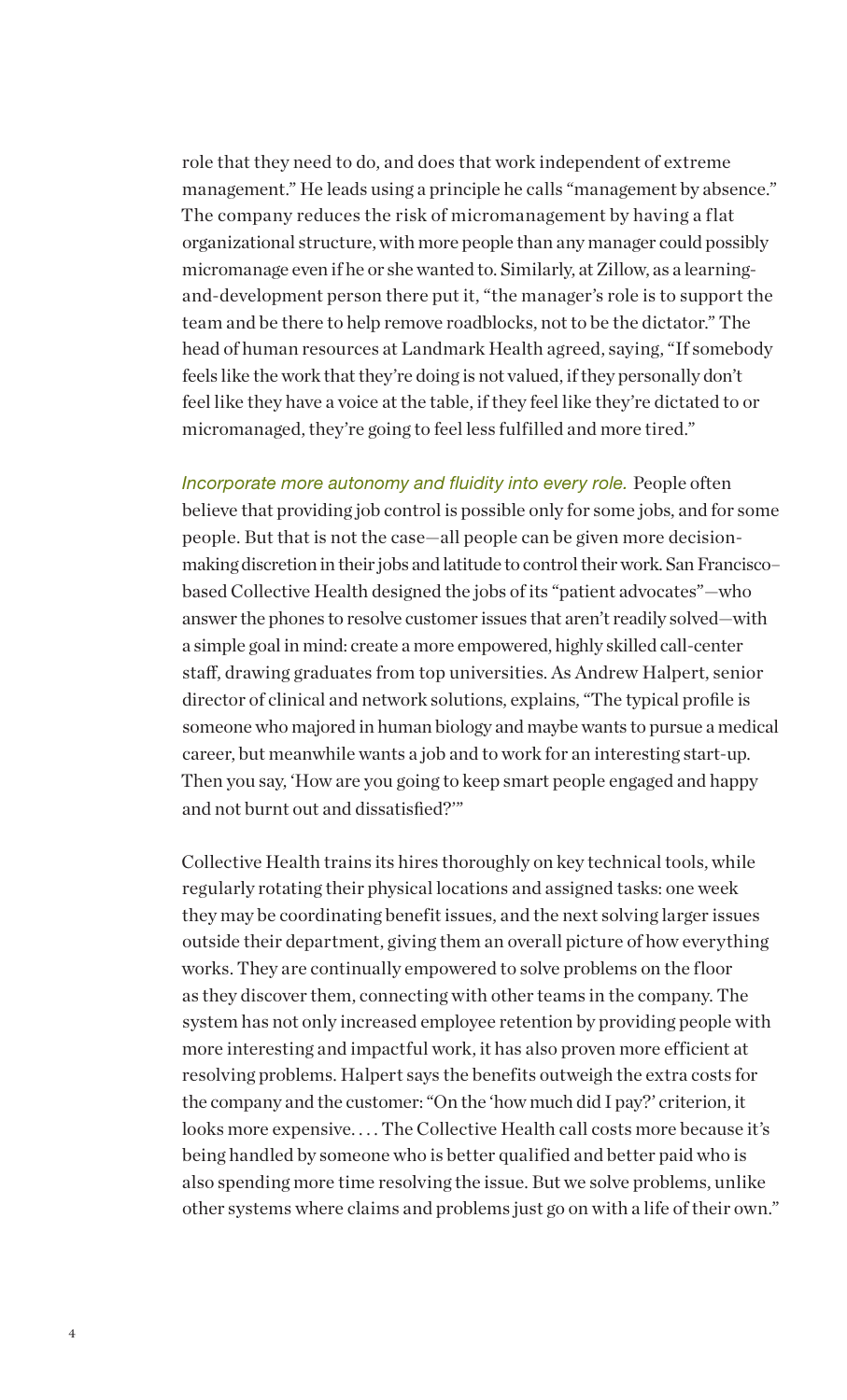role that they need to do, and does that work independent of extreme management." He leads using a principle he calls "management by absence." The company reduces the risk of micromanagement by having a flat organizational structure, with more people than any manager could possibly micromanage even if he or she wanted to. Similarly, at Zillow, as a learning-and-development person there put it, "the manager's role is to support the team and be there to help remove roadblocks, not to be the dictator." The head of human resources at Landmark Health agreed, saying, "If somebody feels like the work that they're doing is not valued, if they personally don't feel like they have a voice at the table, if they feel like they're dictated to or micromanaged, they're going to feel less fulfilled and more tired."

*Incorporate more autonomy and fluidity into every role.* People often believe that providing job control is possible only for some jobs, and for some people. But that is not the case—all people can be given more decision-making discretion in their jobs and latitude to control their work. San Francisco–based Collective Health designed the jobs of its "patient advocates"—who answer the phones to resolve customer issues that aren't readily solved—with a simple goal in mind: create a more empowered, highly skilled call-center staff, drawing graduates from top universities. As Andrew Halpert, senior director of clinical and network solutions, explains, "The typical profile is someone who majored in human biology and maybe wants to pursue a medical career, but meanwhile wants a job and to work for an interesting start-up. Then you say, 'How are you going to keep smart people engaged and happy and not burnt out and dissatisfied?'"

Collective Health trains its hires thoroughly on key technical tools, while regularly rotating their physical locations and assigned tasks: one week they may be coordinating benefit issues, and the next solving larger issues outside their department, giving them an overall picture of how everything works. They are continually empowered to solve problems on the floor as they discover them, connecting with other teams in the company. The system has not only increased employee retention by providing people with more interesting and impactful work, it has also proven more efficient at resolving problems. Halpert says the benefits outweigh the extra costs for the company and the customer: "On the 'how much did I pay?' criterion, it looks more expensive. . . . The Collective Health call costs more because it's being handled by someone who is better qualified and better paid who is also spending more time resolving the issue. But we solve problems, unlike other systems where claims and problems just go on with a life of their own."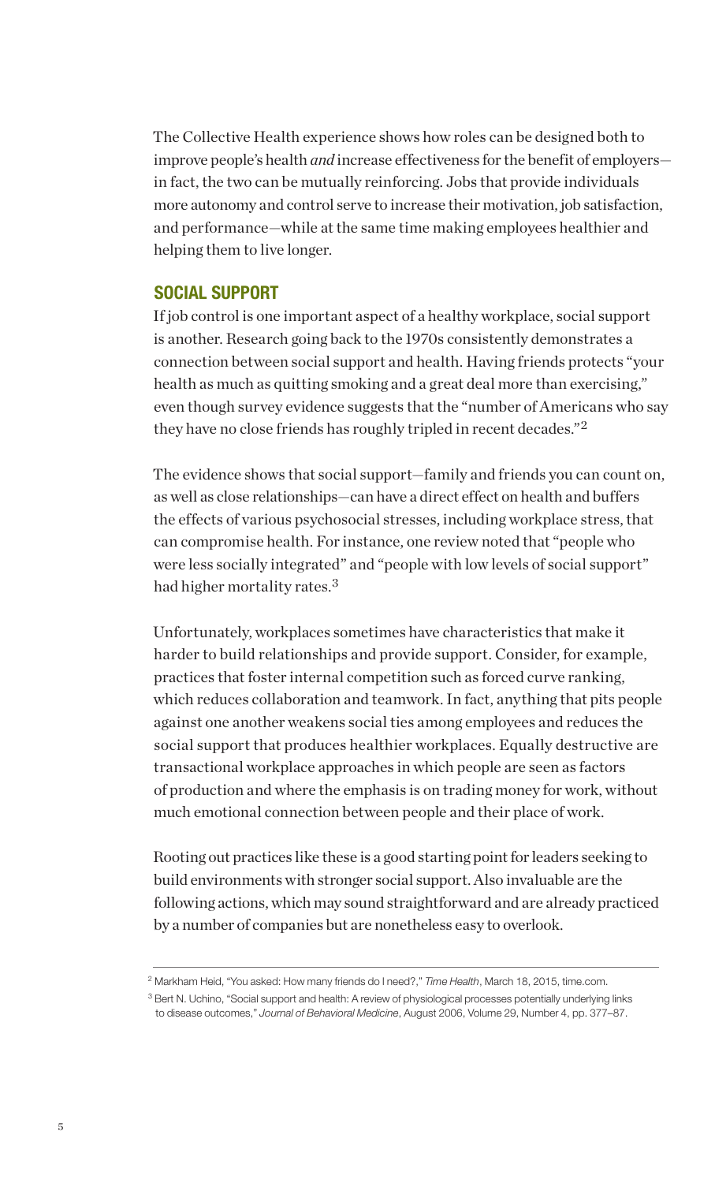The Collective Health experience shows how roles can be designed both to improve people's health *and* increase effectiveness for the benefit of employers—in fact, the two can be mutually reinforcing. Jobs that provide individuals more autonomy and control serve to increase their motivation, job satisfaction, and performance—while at the same time making employees healthier and helping them to live longer.

## SOCIAL SUPPORT

If job control is one important aspect of a healthy workplace, social support is another. Research going back to the 1970s consistently demonstrates a connection between social support and health. Having friends protects "your health as much as quitting smoking and a great deal more than exercising," even though survey evidence suggests that the "number of Americans who say they have no close friends has roughly tripled in recent decades."[2]

The evidence shows that social support—family and friends you can count on, as well as close relationships—can have a direct effect on health and buffers the effects of various psychosocial stresses, including workplace stress, that can compromise health. For instance, one review noted that "people who were less socially integrated" and "people with low levels of social support" had higher mortality rates.[3]

Unfortunately, workplaces sometimes have characteristics that make it harder to build relationships and provide support. Consider, for example, practices that foster internal competition such as forced curve ranking, which reduces collaboration and teamwork. In fact, anything that pits people against one another weakens social ties among employees and reduces the social support that produces healthier workplaces. Equally destructive are transactional workplace approaches in which people are seen as factors of production and where the emphasis is on trading money for work, without much emotional connection between people and their place of work.

Rooting out practices like these is a good starting point for leaders seeking to build environments with stronger social support. Also invaluable are the following actions, which may sound straightforward and are already practiced by a number of companies but are nonetheless easy to overlook.

---

[2] Markham Heid, "You asked: How many friends do I need?," *Time Health*, March 18, 2015, time.com.

[3] Bert N. Uchino, "Social support and health: A review of physiological processes potentially underlying links to disease outcomes," *Journal of Behavioral Medicine*, August 2006, Volume 29, Number 4, pp. 377–87.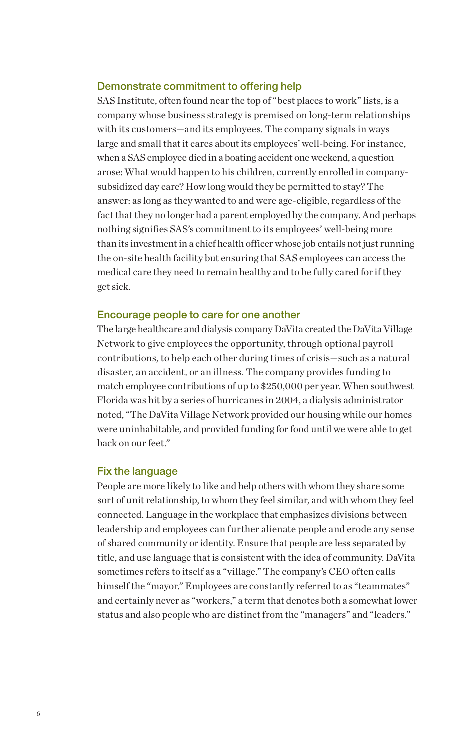### Demonstrate commitment to offering help

SAS Institute, often found near the top of "best places to work" lists, is a company whose business strategy is premised on long-term relationships with its customers—and its employees. The company signals in ways large and small that it cares about its employees' well-being. For instance, when a SAS employee died in a boating accident one weekend, a question arose: What would happen to his children, currently enrolled in company-subsidized day care? How long would they be permitted to stay? The answer: as long as they wanted to and were age-eligible, regardless of the fact that they no longer had a parent employed by the company. And perhaps nothing signifies SAS's commitment to its employees' well-being more than its investment in a chief health officer whose job entails not just running the on-site health facility but ensuring that SAS employees can access the medical care they need to remain healthy and to be fully cared for if they get sick.

### Encourage people to care for one another

The large healthcare and dialysis company DaVita created the DaVita Village Network to give employees the opportunity, through optional payroll contributions, to help each other during times of crisis—such as a natural disaster, an accident, or an illness. The company provides funding to match employee contributions of up to $250,000 per year. When southwest Florida was hit by a series of hurricanes in 2004, a dialysis administrator noted, "The DaVita Village Network provided our housing while our homes were uninhabitable, and provided funding for food until we were able to get back on our feet."

### Fix the language

People are more likely to like and help others with whom they share some sort of unit relationship, to whom they feel similar, and with whom they feel connected. Language in the workplace that emphasizes divisions between leadership and employees can further alienate people and erode any sense of shared community or identity. Ensure that people are less separated by title, and use language that is consistent with the idea of community. DaVita sometimes refers to itself as a "village." The company's CEO often calls himself the "mayor." Employees are constantly referred to as "teammates" and certainly never as "workers," a term that denotes both a somewhat lower status and also people who are distinct from the "managers" and "leaders."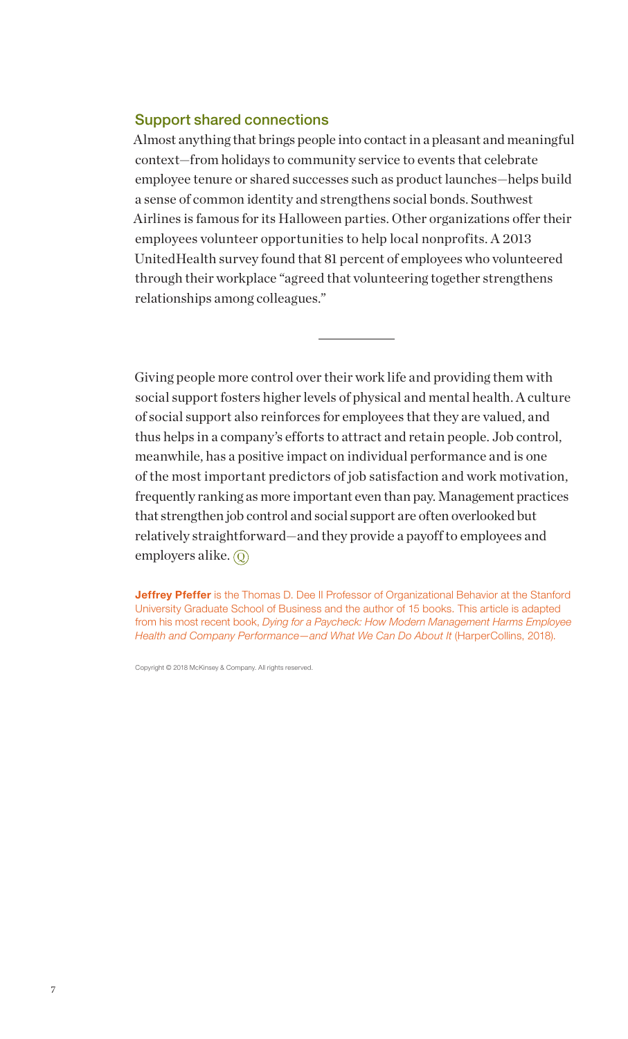### Support shared connections

Almost anything that brings people into contact in a pleasant and meaningful context—from holidays to community service to events that celebrate employee tenure or shared successes such as product launches—helps build a sense of common identity and strengthens social bonds. Southwest Airlines is famous for its Halloween parties. Other organizations offer their employees volunteer opportunities to help local nonprofits. A 2013 UnitedHealth survey found that 81 percent of employees who volunteered through their workplace "agreed that volunteering together strengthens relationships among colleagues."

---

Giving people more control over their work life and providing them with social support fosters higher levels of physical and mental health. A culture of social support also reinforces for employees that they are valued, and thus helps in a company's efforts to attract and retain people. Job control, meanwhile, has a positive impact on individual performance and is one of the most important predictors of job satisfaction and work motivation, frequently ranking as more important even than pay. Management practices that strengthen job control and social support are often overlooked but relatively straightforward—and they provide a payoff to employees and employers alike.

**Jeffrey Pfeffer** is the Thomas D. Dee II Professor of Organizational Behavior at the Stanford University Graduate School of Business and the author of 15 books. This article is adapted from his most recent book, *Dying for a Paycheck: How Modern Management Harms Employee Health and Company Performance—and What We Can Do About It* (HarperCollins, 2018).

Copyright © 2018 McKinsey & Company. All rights reserved.